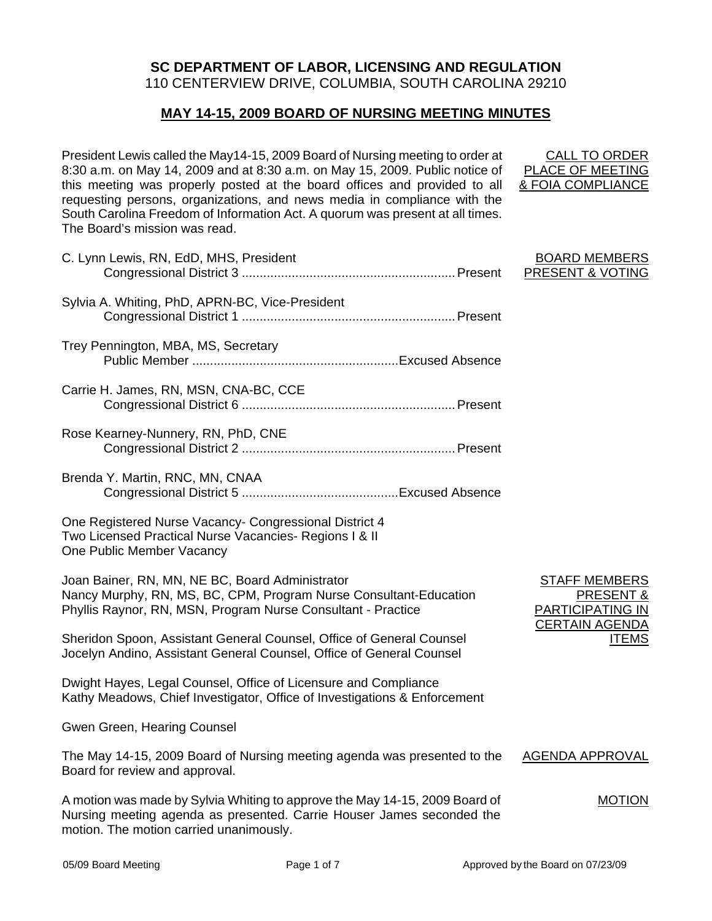# SC DEPARTMENT OF LABOR, LICENSING AND REGULATION

110 CENTERVIEW DRIVE, COLUMBIA, SOUTH CAROLINA 29210

## MAY 14-15, 2009 BOARD OF NURSING MEETING MINUTES

**CALL TO ORDER PLACE OF MEETING & FOIA COMPLIANCE**

President Lewis called the May14-15, 2009 Board of Nursing meeting to order at 8:30 a.m. on May 14, 2009 and at 8:30 a.m. on May 15, 2009. Public notice of this meeting was properly posted at the board offices and provided to all requesting persons, organizations, and news media in compliance with the South Carolina Freedom of Information Act. A quorum was present at all times. The Board's mission was read.

**BOARD MEMBERS PRESENT & VOTING**

C. Lynn Lewis, RN, EdD, MHS, President
Congressional District 3 .......... Present

Sylvia A. Whiting, PhD, APRN-BC, Vice-President
Congressional District 1 .......... Present

Trey Pennington, MBA, MS, Secretary
Public Member .......... Excused Absence

Carrie H. James, RN, MSN, CNA-BC, CCE
Congressional District 6 .......... Present

Rose Kearney-Nunnery, RN, PhD, CNE
Congressional District 2 .......... Present

Brenda Y. Martin, RNC, MN, CNAA
Congressional District 5 .......... Excused Absence

One Registered Nurse Vacancy- Congressional District 4
Two Licensed Practical Nurse Vacancies- Regions I & II
One Public Member Vacancy

**STAFF MEMBERS PRESENT & PARTICIPATING IN CERTAIN AGENDA ITEMS**

Joan Bainer, RN, MN, NE BC, Board Administrator
Nancy Murphy, RN, MS, BC, CPM, Program Nurse Consultant-Education
Phyllis Raynor, RN, MSN, Program Nurse Consultant - Practice

Sheridon Spoon, Assistant General Counsel, Office of General Counsel
Jocelyn Andino, Assistant General Counsel, Office of General Counsel

Dwight Hayes, Legal Counsel, Office of Licensure and Compliance
Kathy Meadows, Chief Investigator, Office of Investigations & Enforcement

Gwen Green, Hearing Counsel

**AGENDA APPROVAL**

The May 14-15, 2009 Board of Nursing meeting agenda was presented to the Board for review and approval.

**MOTION**

A motion was made by Sylvia Whiting to approve the May 14-15, 2009 Board of Nursing meeting agenda as presented. Carrie Houser James seconded the motion. The motion carried unanimously.

05/09 Board Meeting | Approved by the Board on 07/23/09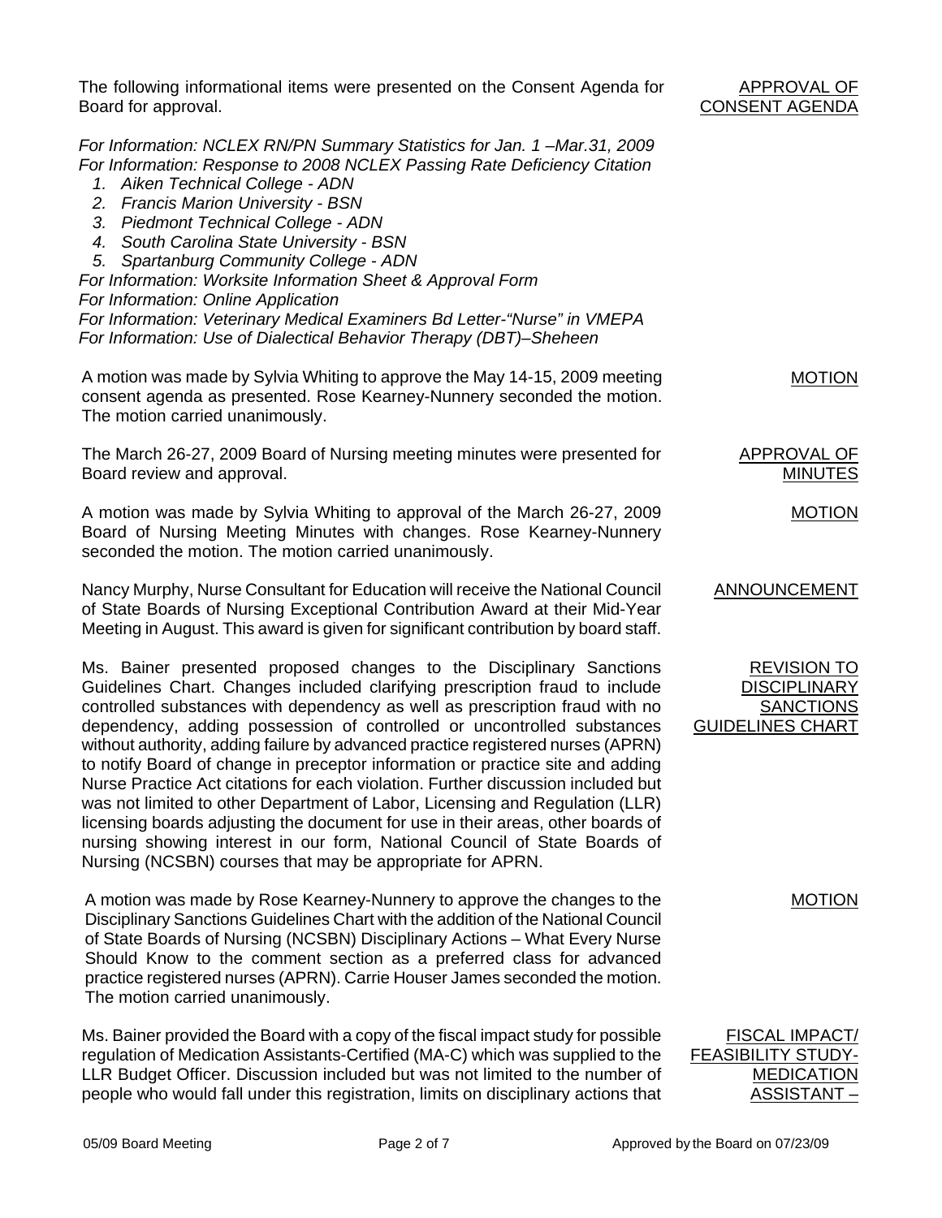**APPROVAL OF CONSENT AGENDA**

The following informational items were presented on the Consent Agenda for Board for approval.

*For Information: NCLEX RN/PN Summary Statistics for Jan. 1 –Mar.31, 2009*
*For Information: Response to 2008 NCLEX Passing Rate Deficiency Citation*

1. *Aiken Technical College - ADN*
2. *Francis Marion University - BSN*
3. *Piedmont Technical College - ADN*
4. *South Carolina State University - BSN*
5. *Spartanburg Community College - ADN*

*For Information: Worksite Information Sheet & Approval Form*
*For Information: Online Application*
*For Information: Veterinary Medical Examiners Bd Letter-"Nurse" in VMEPA*
*For Information: Use of Dialectical Behavior Therapy (DBT)–Sheheen*

**MOTION**

A motion was made by Sylvia Whiting to approve the May 14-15, 2009 meeting consent agenda as presented. Rose Kearney-Nunnery seconded the motion. The motion carried unanimously.

**APPROVAL OF MINUTES**

The March 26-27, 2009 Board of Nursing meeting minutes were presented for Board review and approval.

**MOTION**

A motion was made by Sylvia Whiting to approval of the March 26-27, 2009 Board of Nursing Meeting Minutes with changes. Rose Kearney-Nunnery seconded the motion. The motion carried unanimously.

**ANNOUNCEMENT**

Nancy Murphy, Nurse Consultant for Education will receive the National Council of State Boards of Nursing Exceptional Contribution Award at their Mid-Year Meeting in August. This award is given for significant contribution by board staff.

**REVISION TO DISCIPLINARY SANCTIONS GUIDELINES CHART**

Ms. Bainer presented proposed changes to the Disciplinary Sanctions Guidelines Chart. Changes included clarifying prescription fraud to include controlled substances with dependency as well as prescription fraud with no dependency, adding possession of controlled or uncontrolled substances without authority, adding failure by advanced practice registered nurses (APRN) to notify Board of change in preceptor information or practice site and adding Nurse Practice Act citations for each violation. Further discussion included but was not limited to other Department of Labor, Licensing and Regulation (LLR) licensing boards adjusting the document for use in their areas, other boards of nursing showing interest in our form, National Council of State Boards of Nursing (NCSBN) courses that may be appropriate for APRN.

**MOTION**

A motion was made by Rose Kearney-Nunnery to approve the changes to the Disciplinary Sanctions Guidelines Chart with the addition of the National Council of State Boards of Nursing (NCSBN) Disciplinary Actions – What Every Nurse Should Know to the comment section as a preferred class for advanced practice registered nurses (APRN). Carrie Houser James seconded the motion. The motion carried unanimously.

**FISCAL IMPACT/ FEASIBILITY STUDY- MEDICATION ASSISTANT –**

Ms. Bainer provided the Board with a copy of the fiscal impact study for possible regulation of Medication Assistants-Certified (MA-C) which was supplied to the LLR Budget Officer. Discussion included but was not limited to the number of people who would fall under this registration, limits on disciplinary actions that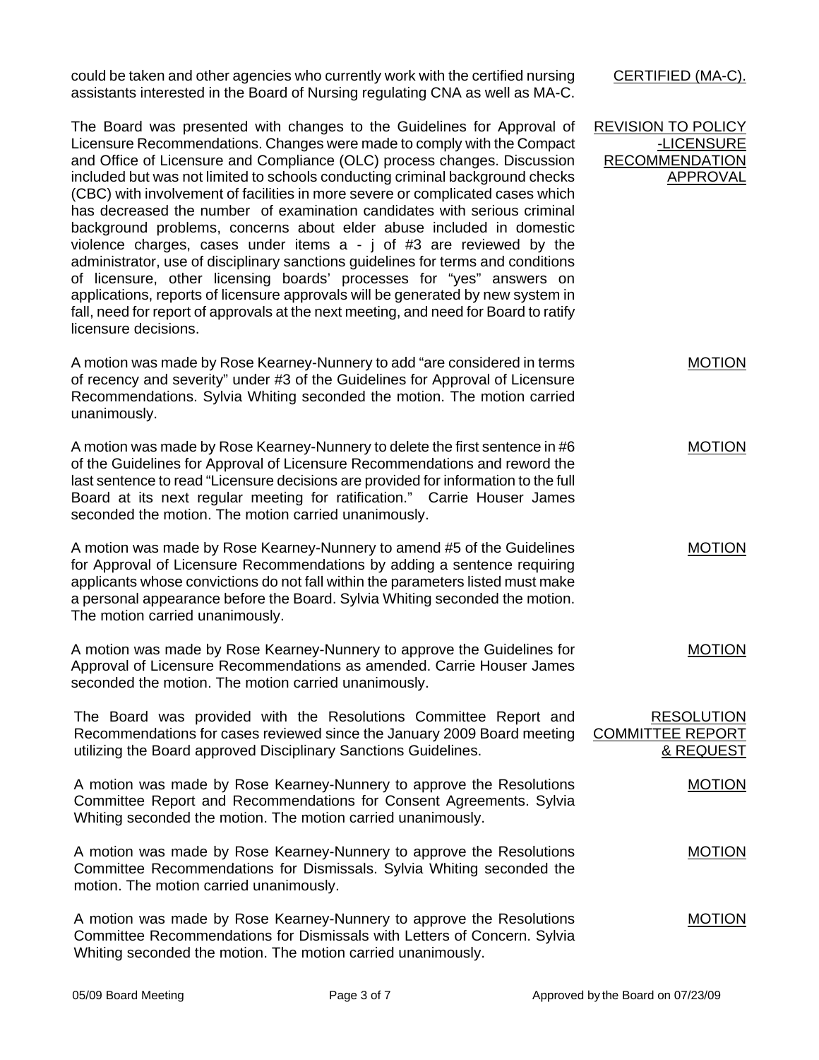could be taken and other agencies who currently work with the certified nursing assistants interested in the Board of Nursing regulating CNA as well as MA-C.

CERTIFIED (MA-C).

**REVISION TO POLICY -LICENSURE RECOMMENDATION APPROVAL**

The Board was presented with changes to the Guidelines for Approval of Licensure Recommendations. Changes were made to comply with the Compact and Office of Licensure and Compliance (OLC) process changes. Discussion included but was not limited to schools conducting criminal background checks (CBC) with involvement of facilities in more severe or complicated cases which has decreased the number of examination candidates with serious criminal background problems, concerns about elder abuse included in domestic violence charges, cases under items a - j of #3 are reviewed by the administrator, use of disciplinary sanctions guidelines for terms and conditions of licensure, other licensing boards' processes for "yes" answers on applications, reports of licensure approvals will be generated by new system in fall, need for report of approvals at the next meeting, and need for Board to ratify licensure decisions.

**MOTION**

A motion was made by Rose Kearney-Nunnery to add "are considered in terms of recency and severity" under #3 of the Guidelines for Approval of Licensure Recommendations. Sylvia Whiting seconded the motion. The motion carried unanimously.

**MOTION**

A motion was made by Rose Kearney-Nunnery to delete the first sentence in #6 of the Guidelines for Approval of Licensure Recommendations and reword the last sentence to read "Licensure decisions are provided for information to the full Board at its next regular meeting for ratification." Carrie Houser James seconded the motion. The motion carried unanimously.

**MOTION**

A motion was made by Rose Kearney-Nunnery to amend #5 of the Guidelines for Approval of Licensure Recommendations by adding a sentence requiring applicants whose convictions do not fall within the parameters listed must make a personal appearance before the Board. Sylvia Whiting seconded the motion. The motion carried unanimously.

**MOTION**

A motion was made by Rose Kearney-Nunnery to approve the Guidelines for Approval of Licensure Recommendations as amended. Carrie Houser James seconded the motion. The motion carried unanimously.

**RESOLUTION COMMITTEE REPORT & REQUEST**

The Board was provided with the Resolutions Committee Report and Recommendations for cases reviewed since the January 2009 Board meeting utilizing the Board approved Disciplinary Sanctions Guidelines.

**MOTION**

A motion was made by Rose Kearney-Nunnery to approve the Resolutions Committee Report and Recommendations for Consent Agreements. Sylvia Whiting seconded the motion. The motion carried unanimously.

**MOTION**

A motion was made by Rose Kearney-Nunnery to approve the Resolutions Committee Recommendations for Dismissals. Sylvia Whiting seconded the motion. The motion carried unanimously.

**MOTION**

A motion was made by Rose Kearney-Nunnery to approve the Resolutions Committee Recommendations for Dismissals with Letters of Concern. Sylvia Whiting seconded the motion. The motion carried unanimously.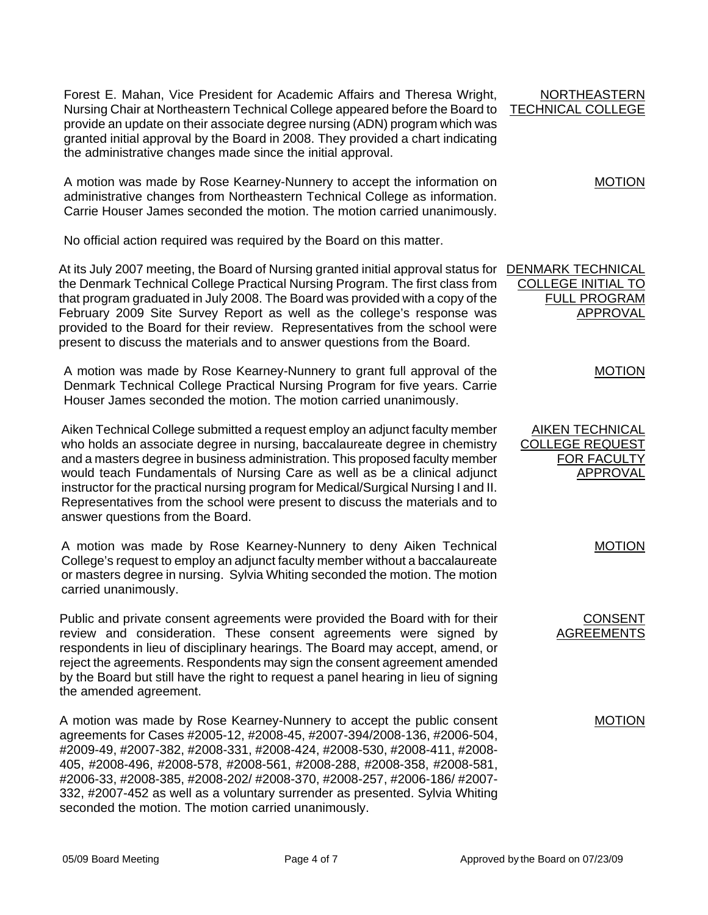**NORTHEASTERN TECHNICAL COLLEGE**

Forest E. Mahan, Vice President for Academic Affairs and Theresa Wright, Nursing Chair at Northeastern Technical College appeared before the Board to provide an update on their associate degree nursing (ADN) program which was granted initial approval by the Board in 2008. They provided a chart indicating the administrative changes made since the initial approval.

**MOTION**

A motion was made by Rose Kearney-Nunnery to accept the information on administrative changes from Northeastern Technical College as information. Carrie Houser James seconded the motion. The motion carried unanimously.

No official action required was required by the Board on this matter.

**DENMARK TECHNICAL COLLEGE INITIAL TO FULL PROGRAM APPROVAL**

At its July 2007 meeting, the Board of Nursing granted initial approval status for the Denmark Technical College Practical Nursing Program. The first class from that program graduated in July 2008. The Board was provided with a copy of the February 2009 Site Survey Report as well as the college's response was provided to the Board for their review. Representatives from the school were present to discuss the materials and to answer questions from the Board.

**MOTION**

A motion was made by Rose Kearney-Nunnery to grant full approval of the Denmark Technical College Practical Nursing Program for five years. Carrie Houser James seconded the motion. The motion carried unanimously.

**AIKEN TECHNICAL COLLEGE REQUEST FOR FACULTY APPROVAL**

Aiken Technical College submitted a request employ an adjunct faculty member who holds an associate degree in nursing, baccalaureate degree in chemistry and a masters degree in business administration. This proposed faculty member would teach Fundamentals of Nursing Care as well as be a clinical adjunct instructor for the practical nursing program for Medical/Surgical Nursing I and II. Representatives from the school were present to discuss the materials and to answer questions from the Board.

**MOTION**

A motion was made by Rose Kearney-Nunnery to deny Aiken Technical College's request to employ an adjunct faculty member without a baccalaureate or masters degree in nursing. Sylvia Whiting seconded the motion. The motion carried unanimously.

**CONSENT AGREEMENTS**

Public and private consent agreements were provided the Board with for their review and consideration. These consent agreements were signed by respondents in lieu of disciplinary hearings. The Board may accept, amend, or reject the agreements. Respondents may sign the consent agreement amended by the Board but still have the right to request a panel hearing in lieu of signing the amended agreement.

**MOTION**

A motion was made by Rose Kearney-Nunnery to accept the public consent agreements for Cases #2005-12, #2008-45, #2007-394/2008-136, #2006-504, #2009-49, #2007-382, #2008-331, #2008-424, #2008-530, #2008-411, #2008-405, #2008-496, #2008-578, #2008-561, #2008-288, #2008-358, #2008-581, #2006-33, #2008-385, #2008-202/ #2008-370, #2008-257, #2006-186/ #2007-332, #2007-452 as well as a voluntary surrender as presented. Sylvia Whiting seconded the motion. The motion carried unanimously.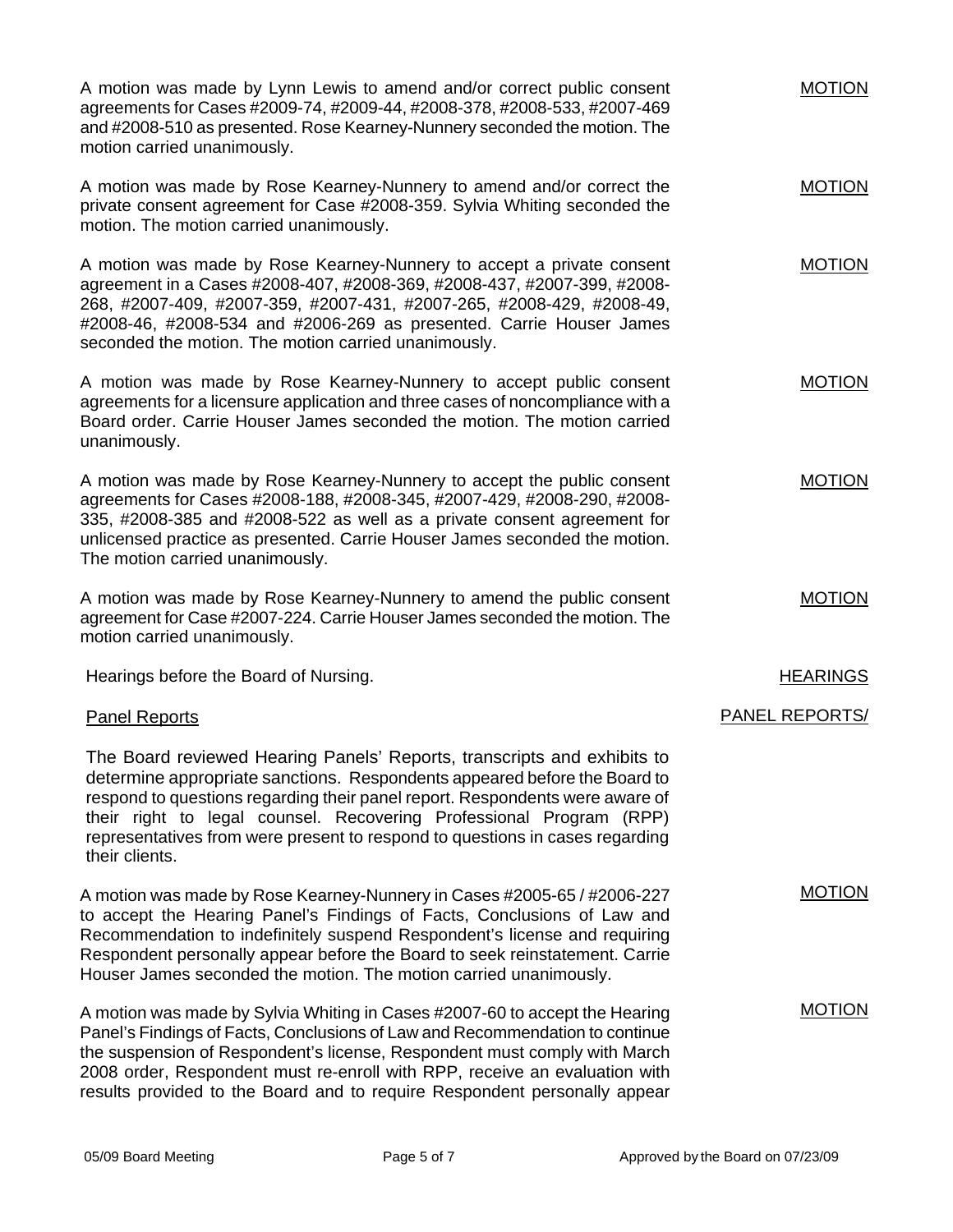A motion was made by Lynn Lewis to amend and/or correct public consent agreements for Cases #2009-74, #2009-44, #2008-378, #2008-533, #2007-469 and #2008-510 as presented. Rose Kearney-Nunnery seconded the motion. The motion carried unanimously. MOTION

A motion was made by Rose Kearney-Nunnery to amend and/or correct the private consent agreement for Case #2008-359. Sylvia Whiting seconded the motion. The motion carried unanimously. MOTION

A motion was made by Rose Kearney-Nunnery to accept a private consent agreement in a Cases #2008-407, #2008-369, #2008-437, #2007-399, #2008-268, #2007-409, #2007-359, #2007-431, #2007-265, #2008-429, #2008-49, #2008-46, #2008-534 and #2006-269 as presented. Carrie Houser James seconded the motion. The motion carried unanimously. MOTION

A motion was made by Rose Kearney-Nunnery to accept public consent agreements for a licensure application and three cases of noncompliance with a Board order. Carrie Houser James seconded the motion. The motion carried unanimously. MOTION

A motion was made by Rose Kearney-Nunnery to accept the public consent agreements for Cases #2008-188, #2008-345, #2007-429, #2008-290, #2008-335, #2008-385 and #2008-522 as well as a private consent agreement for unlicensed practice as presented. Carrie Houser James seconded the motion. The motion carried unanimously. MOTION

A motion was made by Rose Kearney-Nunnery to amend the public consent agreement for Case #2007-224. Carrie Houser James seconded the motion. The motion carried unanimously. MOTION

Hearings before the Board of Nursing. HEARINGS

Panel Reports PANEL REPORTS/

The Board reviewed Hearing Panels' Reports, transcripts and exhibits to determine appropriate sanctions. Respondents appeared before the Board to respond to questions regarding their panel report. Respondents were aware of their right to legal counsel. Recovering Professional Program (RPP) representatives from were present to respond to questions in cases regarding their clients.

A motion was made by Rose Kearney-Nunnery in Cases #2005-65 / #2006-227 to accept the Hearing Panel's Findings of Facts, Conclusions of Law and Recommendation to indefinitely suspend Respondent's license and requiring Respondent personally appear before the Board to seek reinstatement. Carrie Houser James seconded the motion. The motion carried unanimously. MOTION

A motion was made by Sylvia Whiting in Cases #2007-60 to accept the Hearing Panel's Findings of Facts, Conclusions of Law and Recommendation to continue the suspension of Respondent's license, Respondent must comply with March 2008 order, Respondent must re-enroll with RPP, receive an evaluation with results provided to the Board and to require Respondent personally appear MOTION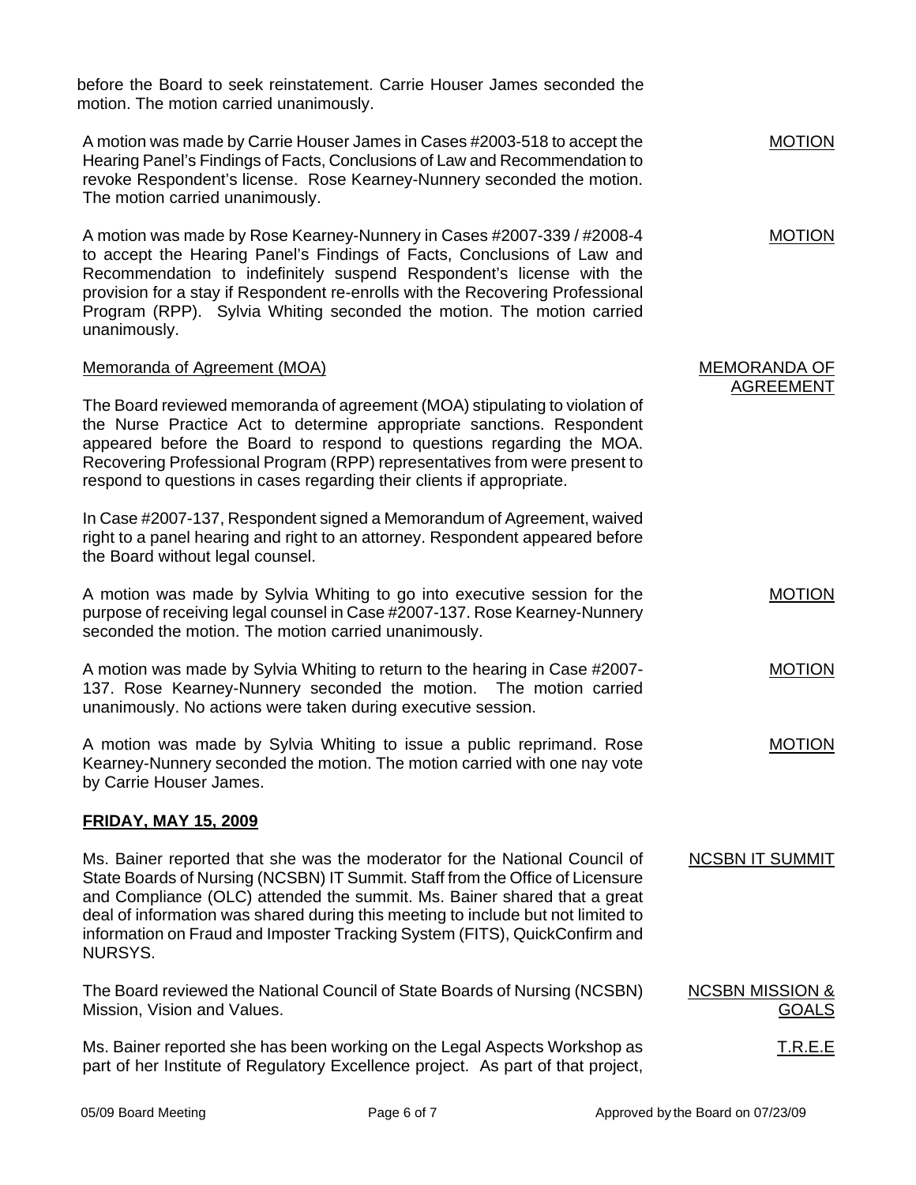before the Board to seek reinstatement. Carrie Houser James seconded the motion. The motion carried unanimously.

MOTION

A motion was made by Carrie Houser James in Cases #2003-518 to accept the Hearing Panel's Findings of Facts, Conclusions of Law and Recommendation to revoke Respondent's license. Rose Kearney-Nunnery seconded the motion. The motion carried unanimously.

MOTION

A motion was made by Rose Kearney-Nunnery in Cases #2007-339 / #2008-4 to accept the Hearing Panel's Findings of Facts, Conclusions of Law and Recommendation to indefinitely suspend Respondent's license with the provision for a stay if Respondent re-enrolls with the Recovering Professional Program (RPP). Sylvia Whiting seconded the motion. The motion carried unanimously.

MEMORANDA OF AGREEMENT

Memoranda of Agreement (MOA)

The Board reviewed memoranda of agreement (MOA) stipulating to violation of the Nurse Practice Act to determine appropriate sanctions. Respondent appeared before the Board to respond to questions regarding the MOA. Recovering Professional Program (RPP) representatives from were present to respond to questions in cases regarding their clients if appropriate.

In Case #2007-137, Respondent signed a Memorandum of Agreement, waived right to a panel hearing and right to an attorney. Respondent appeared before the Board without legal counsel.

MOTION

A motion was made by Sylvia Whiting to go into executive session for the purpose of receiving legal counsel in Case #2007-137. Rose Kearney-Nunnery seconded the motion. The motion carried unanimously.

MOTION

A motion was made by Sylvia Whiting to return to the hearing in Case #2007-137. Rose Kearney-Nunnery seconded the motion. The motion carried unanimously. No actions were taken during executive session.

MOTION

A motion was made by Sylvia Whiting to issue a public reprimand. Rose Kearney-Nunnery seconded the motion. The motion carried with one nay vote by Carrie Houser James.

**FRIDAY, MAY 15, 2009**

NCSBN IT SUMMIT

Ms. Bainer reported that she was the moderator for the National Council of State Boards of Nursing (NCSBN) IT Summit. Staff from the Office of Licensure and Compliance (OLC) attended the summit. Ms. Bainer shared that a great deal of information was shared during this meeting to include but not limited to information on Fraud and Imposter Tracking System (FITS), QuickConfirm and NURSYS.

NCSBN MISSION & GOALS

The Board reviewed the National Council of State Boards of Nursing (NCSBN) Mission, Vision and Values.

T.R.E.E

Ms. Bainer reported she has been working on the Legal Aspects Workshop as part of her Institute of Regulatory Excellence project. As part of that project,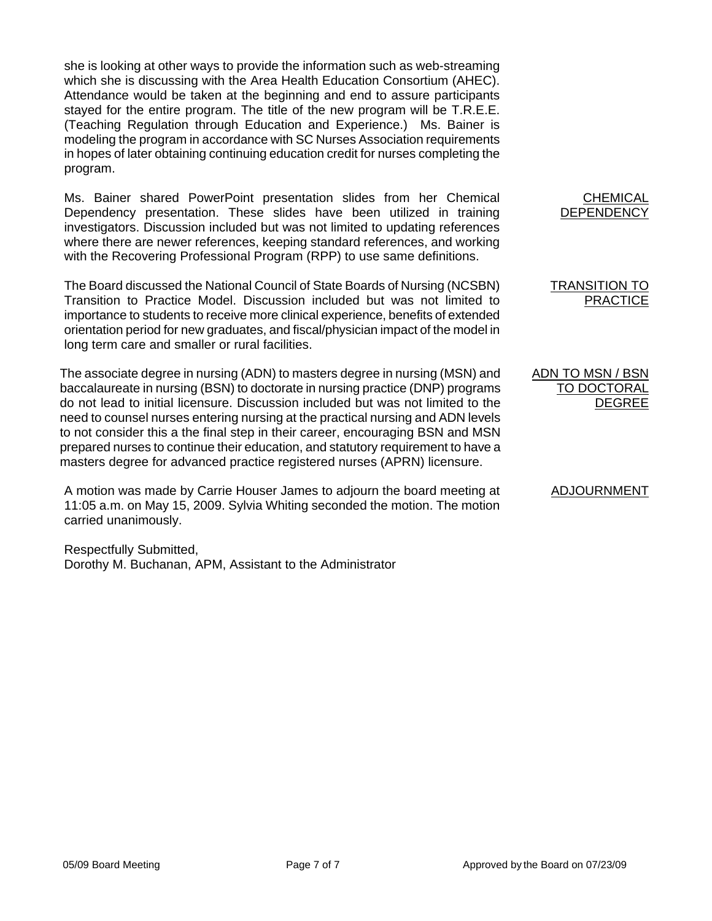she is looking at other ways to provide the information such as web-streaming which she is discussing with the Area Health Education Consortium (AHEC). Attendance would be taken at the beginning and end to assure participants stayed for the entire program. The title of the new program will be T.R.E.E. (Teaching Regulation through Education and Experience.) Ms. Bainer is modeling the program in accordance with SC Nurses Association requirements in hopes of later obtaining continuing education credit for nurses completing the program.

**CHEMICAL DEPENDENCY**

Ms. Bainer shared PowerPoint presentation slides from her Chemical Dependency presentation. These slides have been utilized in training investigators. Discussion included but was not limited to updating references where there are newer references, keeping standard references, and working with the Recovering Professional Program (RPP) to use same definitions.

**TRANSITION TO PRACTICE**

The Board discussed the National Council of State Boards of Nursing (NCSBN) Transition to Practice Model. Discussion included but was not limited to importance to students to receive more clinical experience, benefits of extended orientation period for new graduates, and fiscal/physician impact of the model in long term care and smaller or rural facilities.

**ADN TO MSN / BSN TO DOCTORAL DEGREE**

The associate degree in nursing (ADN) to masters degree in nursing (MSN) and baccalaureate in nursing (BSN) to doctorate in nursing practice (DNP) programs do not lead to initial licensure. Discussion included but was not limited to the need to counsel nurses entering nursing at the practical nursing and ADN levels to not consider this a the final step in their career, encouraging BSN and MSN prepared nurses to continue their education, and statutory requirement to have a masters degree for advanced practice registered nurses (APRN) licensure.

**ADJOURNMENT**

A motion was made by Carrie Houser James to adjourn the board meeting at 11:05 a.m. on May 15, 2009. Sylvia Whiting seconded the motion. The motion carried unanimously.

Respectfully Submitted,
Dorothy M. Buchanan, APM, Assistant to the Administrator